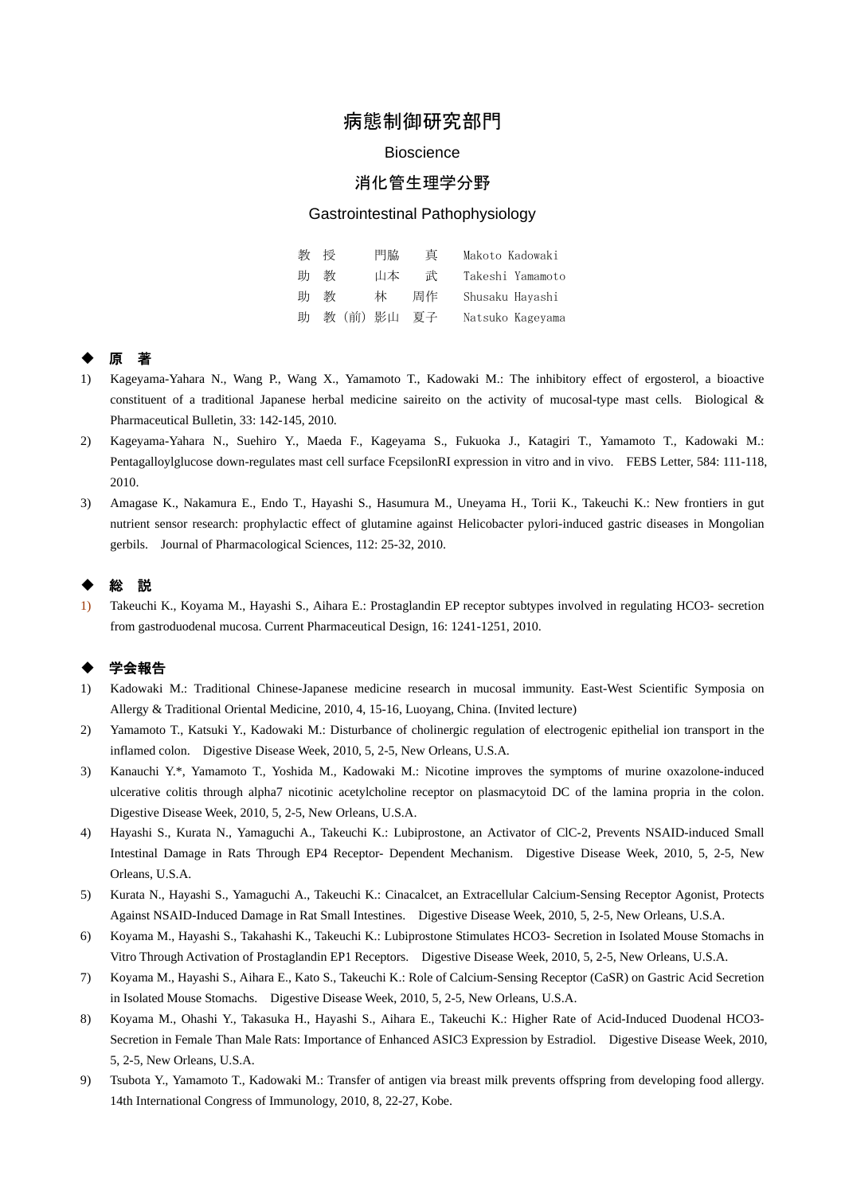# 病態制御研究部門

# Bioscience

## 消化管生理学分野

## Gastrointestinal Pathophysiology

| | | |
|---|---|---|
| 教　授 | 門脇　　真 | Makoto Kadowaki |
| 助　教 | 山本　　武 | Takeshi Yamamoto |
| 助　教 | 林　　周作 | Shusaku Hayashi |
| 助　教（前） | 影山　夏子 | Natsuko Kageyama |

### ◆ 原　著

1) Kageyama-Yahara N., Wang P., Wang X., Yamamoto T., Kadowaki M.: The inhibitory effect of ergosterol, a bioactive constituent of a traditional Japanese herbal medicine saireito on the activity of mucosal-type mast cells.　Biological & Pharmaceutical Bulletin, 33: 142-145, 2010.
2) Kageyama-Yahara N., Suehiro Y., Maeda F., Kageyama S., Fukuoka J., Katagiri T., Yamamoto T., Kadowaki M.: Pentagalloylglucose down-regulates mast cell surface FcepsilonRI expression in vitro and in vivo.　FEBS Letter, 584: 111-118, 2010.
3) Amagase K., Nakamura E., Endo T., Hayashi S., Hasumura M., Uneyama H., Torii K., Takeuchi K.: New frontiers in gut nutrient sensor research: prophylactic effect of glutamine against Helicobacter pylori-induced gastric diseases in Mongolian gerbils.　Journal of Pharmacological Sciences, 112: 25-32, 2010.

### ◆ 総　説

1) Takeuchi K., Koyama M., Hayashi S., Aihara E.: Prostaglandin EP receptor subtypes involved in regulating HCO3- secretion from gastroduodenal mucosa. Current Pharmaceutical Design, 16: 1241-1251, 2010.

### ◆ 学会報告

1) Kadowaki M.: Traditional Chinese-Japanese medicine research in mucosal immunity. East-West Scientific Symposia on Allergy & Traditional Oriental Medicine, 2010, 4, 15-16, Luoyang, China. (Invited lecture)
2) Yamamoto T., Katsuki Y., Kadowaki M.: Disturbance of cholinergic regulation of electrogenic epithelial ion transport in the inflamed colon.　Digestive Disease Week, 2010, 5, 2-5, New Orleans, U.S.A.
3) Kanauchi Y.*, Yamamoto T., Yoshida M., Kadowaki M.: Nicotine improves the symptoms of murine oxazolone-induced ulcerative colitis through alpha7 nicotinic acetylcholine receptor on plasmacytoid DC of the lamina propria in the colon. Digestive Disease Week, 2010, 5, 2-5, New Orleans, U.S.A.
4) Hayashi S., Kurata N., Yamaguchi A., Takeuchi K.: Lubiprostone, an Activator of ClC-2, Prevents NSAID-induced Small Intestinal Damage in Rats Through EP4 Receptor- Dependent Mechanism.　Digestive Disease Week, 2010, 5, 2-5, New Orleans, U.S.A.
5) Kurata N., Hayashi S., Yamaguchi A., Takeuchi K.: Cinacalcet, an Extracellular Calcium-Sensing Receptor Agonist, Protects Against NSAID-Induced Damage in Rat Small Intestines.　Digestive Disease Week, 2010, 5, 2-5, New Orleans, U.S.A.
6) Koyama M., Hayashi S., Takahashi K., Takeuchi K.: Lubiprostone Stimulates HCO3- Secretion in Isolated Mouse Stomachs in Vitro Through Activation of Prostaglandin EP1 Receptors.　Digestive Disease Week, 2010, 5, 2-5, New Orleans, U.S.A.
7) Koyama M., Hayashi S., Aihara E., Kato S., Takeuchi K.: Role of Calcium-Sensing Receptor (CaSR) on Gastric Acid Secretion in Isolated Mouse Stomachs.　Digestive Disease Week, 2010, 5, 2-5, New Orleans, U.S.A.
8) Koyama M., Ohashi Y., Takasuka H., Hayashi S., Aihara E., Takeuchi K.: Higher Rate of Acid-Induced Duodenal HCO3- Secretion in Female Than Male Rats: Importance of Enhanced ASIC3 Expression by Estradiol.　Digestive Disease Week, 2010, 5, 2-5, New Orleans, U.S.A.
9) Tsubota Y., Yamamoto T., Kadowaki M.: Transfer of antigen via breast milk prevents offspring from developing food allergy. 14th International Congress of Immunology, 2010, 8, 22-27, Kobe.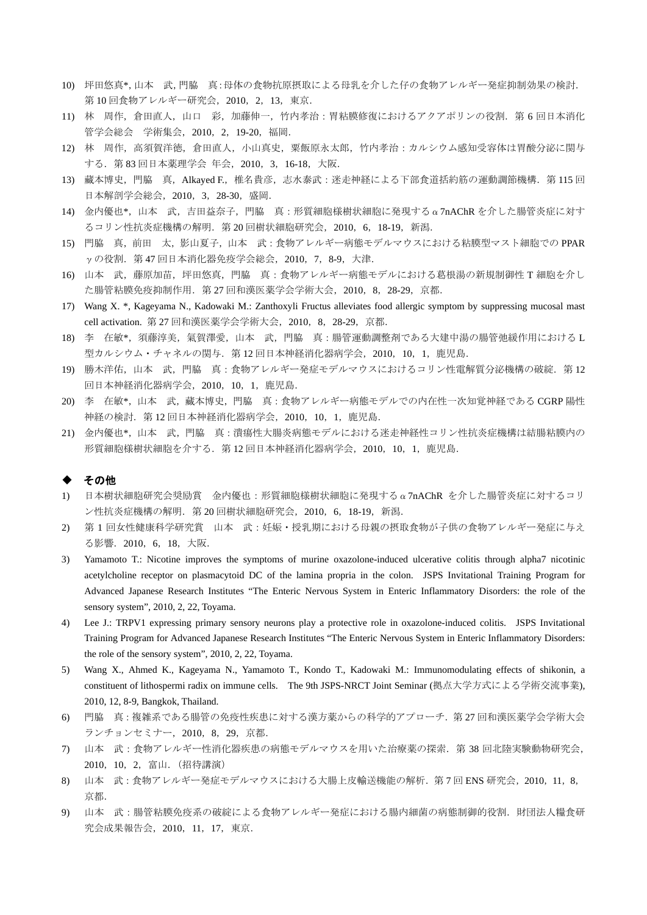10) 坪田悠真*, 山本　武, 門脇　真 : 母体の食物抗原摂取による母乳を介した仔の食物アレルギー発症抑制効果の検討．第 10 回食物アレルギー研究会，2010，2，13，東京．
11) 林　周作，倉田直人，山口　彩，加藤伸一，竹内孝治：胃粘膜修復におけるアクアポリンの役割．第 6 回日本消化管学会総会　学術集会，2010，2，19-20，福岡．
12) 林　周作，高須賀洋徳，倉田直人，小山真史，栗飯原永太郎，竹内孝治：カルシウム感知受容体は胃酸分泌に関与する．第 83 回日本薬理学会　年会，2010，3，16-18，大阪．
13) 藏本博史，門脇　真，Alkayed F.，椎名貴彦，志水泰武：迷走神経による下部食道括約筋の運動調節機構．第 115 回日本解剖学会総会，2010，3，28-30，盛岡．
14) 金内優也*，山本　武，吉田益奈子，門脇　真：形質細胞様樹状細胞に発現する α 7nAChR を介した腸管炎症に対するコリン性抗炎症機構の解明．第 20 回樹状細胞研究会，2010，6，18-19，新潟．
15) 門脇　真，前田　太，影山夏子，山本　武：食物アレルギー病態モデルマウスにおける粘膜型マスト細胞での PPAR γ の役割．第 47 回日本消化器免疫学会総会，2010，7，8-9，大津．
16) 山本　武，藤原加苗，坪田悠真，門脇　真：食物アレルギー病態モデルにおける葛根湯の新規制御性 T 細胞を介した腸管粘膜免疫抑制作用．第 27 回和漢医薬学会学術大会，2010，8，28-29，京都．
17) Wang X. *, Kageyama N., Kadowaki M.: Zanthoxyli Fructus alleviates food allergic symptom by suppressing mucosal mast cell activation. 第 27 回和漢医薬学会学術大会，2010，8，28-29，京都．
18) 李　在敏*，須藤淳美，氣賀澤愛，山本　武，門脇　真：腸管運動調整剤である大建中湯の腸管弛緩作用における L 型カルシウム・チャネルの関与．第 12 回日本神経消化器病学会，2010，10，1，鹿児島．
19) 勝木洋佑，山本　武，門脇　真：食物アレルギー発症モデルマウスにおけるコリン性電解質分泌機構の破綻．第 12 回日本神経消化器病学会，2010，10，1，鹿児島．
20) 李　在敏*，山本　武，藏本博史，門脇　真：食物アレルギー病態モデルでの内在性一次知覚神経である CGRP 陽性神経の検討．第 12 回日本神経消化器病学会，2010，10，1，鹿児島．
21) 金内優也*，山本　武，門脇　真：潰瘍性大腸炎病態モデルにおける迷走神経性コリン性抗炎症機構は結腸粘膜内の形質細胞様樹状細胞を介する．第 12 回日本神経消化器病学会，2010，10，1，鹿児島．

## ◆　その他

1) 日本樹状細胞研究会奨励賞　金内優也：形質細胞様樹状細胞に発現する α 7nAChR を介した腸管炎症に対するコリン性抗炎症機構の解明．第 20 回樹状細胞研究会，2010，6，18-19，新潟．
2) 第 1 回女性健康科学研究賞　山本　武：妊娠・授乳期における母親の摂取食物が子供の食物アレルギー発症に与える影響．2010，6，18，大阪．
3) Yamamoto T.: Nicotine improves the symptoms of murine oxazolone-induced ulcerative colitis through alpha7 nicotinic acetylcholine receptor on plasmacytoid DC of the lamina propria in the colon. JSPS Invitational Training Program for Advanced Japanese Research Institutes "The Enteric Nervous System in Enteric Inflammatory Disorders: the role of the sensory system", 2010, 2, 22, Toyama.
4) Lee J.: TRPV1 expressing primary sensory neurons play a protective role in oxazolone-induced colitis. JSPS Invitational Training Program for Advanced Japanese Research Institutes "The Enteric Nervous System in Enteric Inflammatory Disorders: the role of the sensory system", 2010, 2, 22, Toyama.
5) Wang X., Ahmed K., Kageyama N., Yamamoto T., Kondo T., Kadowaki M.: Immunomodulating effects of shikonin, a constituent of lithospermi radix on immune cells. The 9th JSPS-NRCT Joint Seminar (拠点大学方式による学術交流事業), 2010, 12, 8-9, Bangkok, Thailand.
6) 門脇　真 : 複雑系である腸管の免疫性疾患に対する漢方薬からの科学的アプローチ．第 27 回和漢医薬学会学術大会ランチョンセミナー，2010，8，29，京都．
7) 山本　武 : 食物アレルギー性消化器疾患の病態モデルマウスを用いた治療薬の探索．第 38 回北陸実験動物研究会，2010，10，2，富山．（招待講演）
8) 山本　武 : 食物アレルギー発症モデルマウスにおける大腸上皮輸送機能の解析．第 7 回 ENS 研究会，2010，11，8，京都．
9) 山本　武 : 腸管粘膜免疫系の破綻による食物アレルギー発症における腸内細菌の病態制御的役割．財団法人糧食研究会成果報告会，2010，11，17，東京．